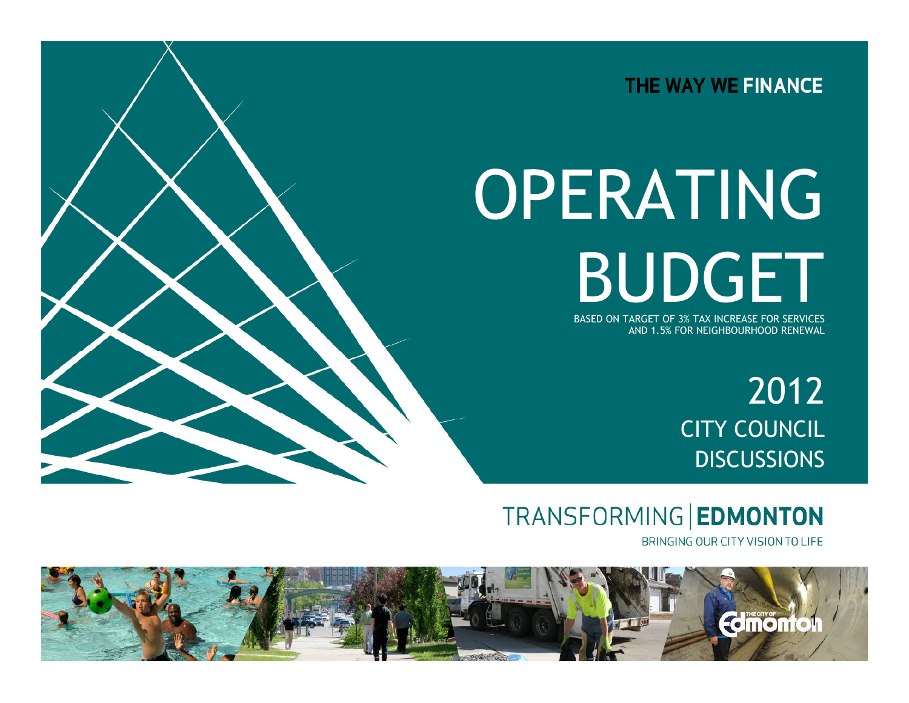THE WAY WE FINANCE

# OPERATING BUDGET

BASED ON TARGET OF 3% TAX INCREASE FOR SERVICES AND 1.5% FOR NEIGHBOURHOOD RENEWAL

## 2012 CITY COUNCIL DISCUSSIONS

TRANSFORMING | **EDMONTON**

BRINGING OUR CITY VISION TO LIFE

THE CITY OF Edmonton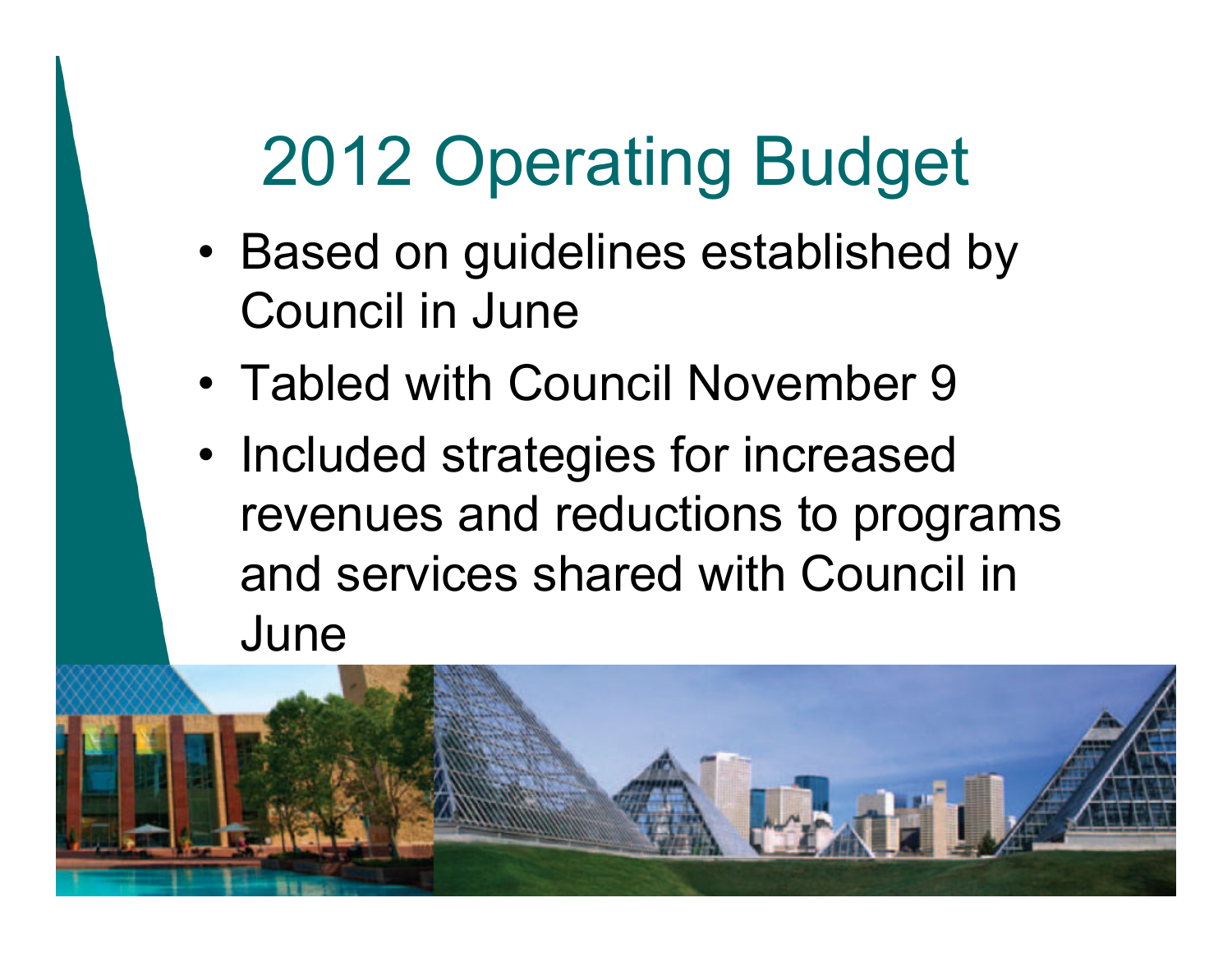# 2012 Operating Budget

- Based on guidelines established by Council in June
- Tabled with Council November 9
- Included strategies for increased revenues and reductions to programs and services shared with Council in June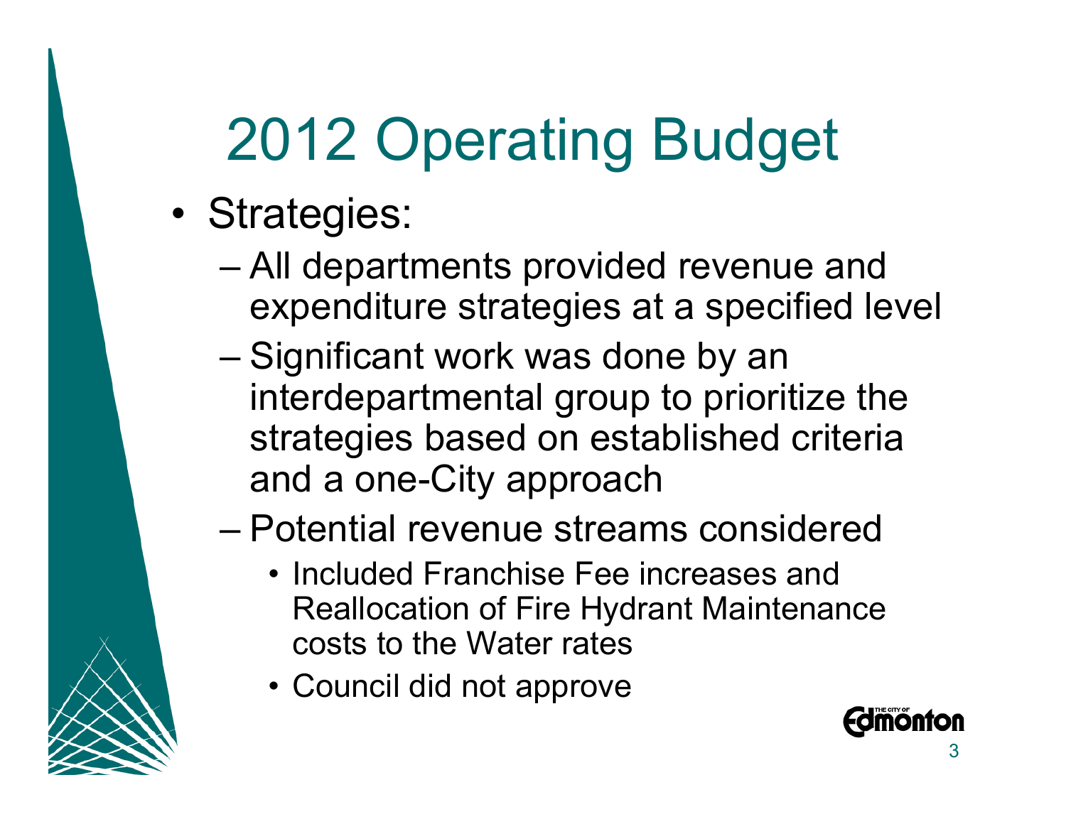# 2012 Operating Budget

- Strategies:
  - All departments provided revenue and expenditure strategies at a specified level
  - Significant work was done by an interdepartmental group to prioritize the strategies based on established criteria and a one-City approach
  - Potential revenue streams considered
    - Included Franchise Fee increases and Reallocation of Fire Hydrant Maintenance costs to the Water rates
    - Council did not approve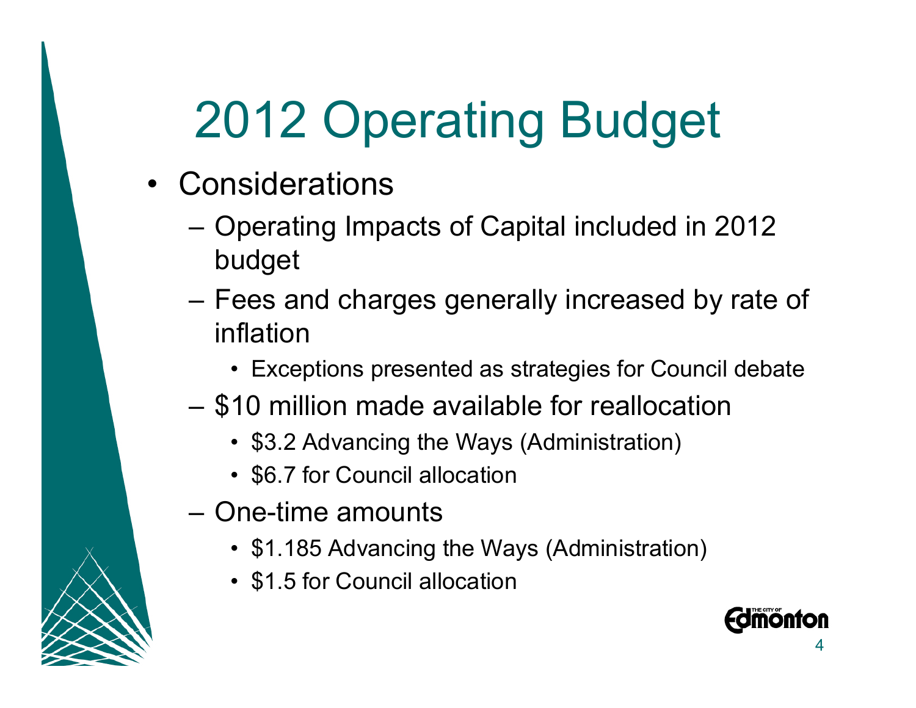# 2012 Operating Budget

- Considerations
  - Operating Impacts of Capital included in 2012 budget
  - Fees and charges generally increased by rate of inflation
    - Exceptions presented as strategies for Council debate
  - $10 million made available for reallocation
    - $3.2 Advancing the Ways (Administration)
    - $6.7 for Council allocation
  - One-time amounts
    - $1.185 Advancing the Ways (Administration)
    - $1.5 for Council allocation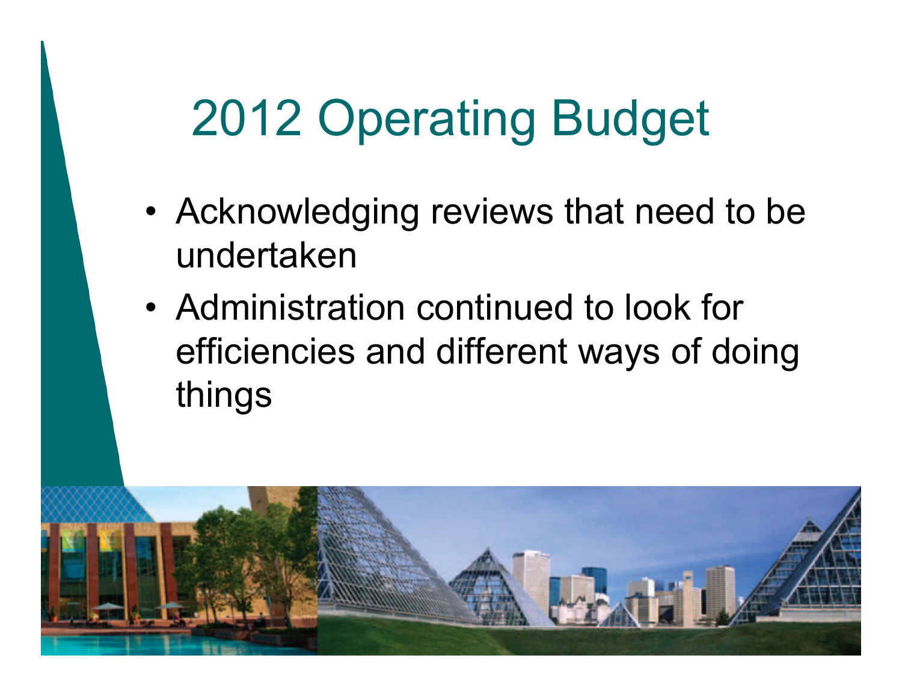# 2012 Operating Budget

- Acknowledging reviews that need to be undertaken
- Administration continued to look for efficiencies and different ways of doing things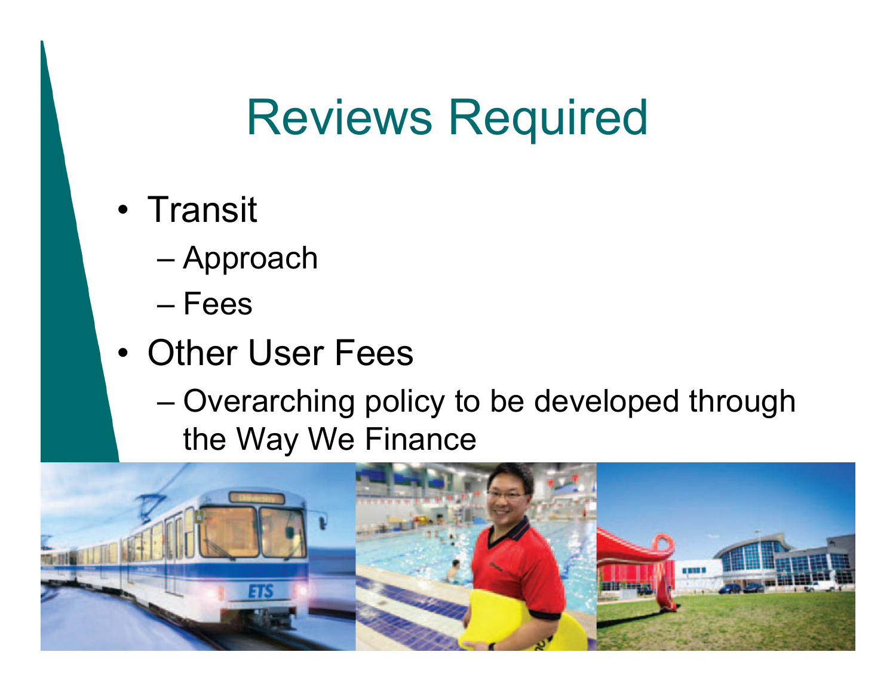# Reviews Required

- Transit
  - Approach
  - Fees
- Other User Fees
  - Overarching policy to be developed through the Way We Finance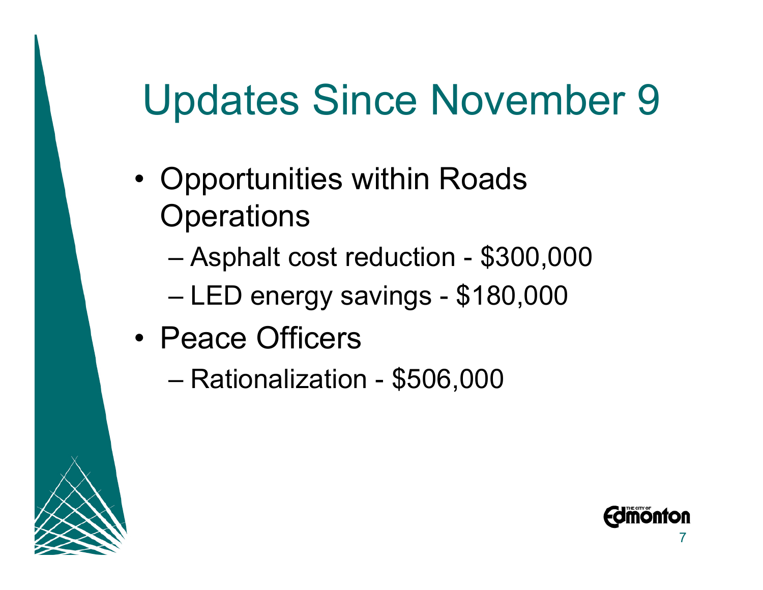# Updates Since November 9

- Opportunities within Roads Operations
  - Asphalt cost reduction - $300,000
  - LED energy savings - $180,000
- Peace Officers
  - Rationalization - $506,000